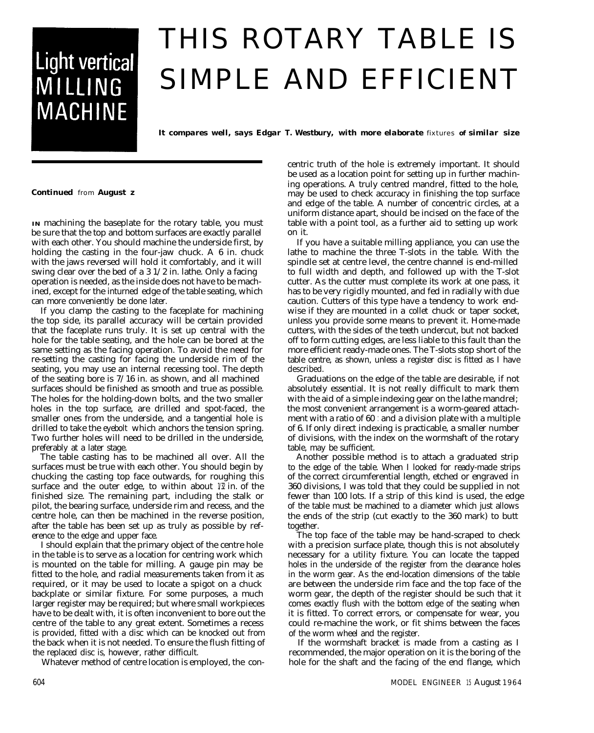# Light vertical MILLING MACHINE

# THIS ROTARY TABLE IS SIMPLE AND EFFICIENT

***It compares well, says Edgar T. Westbury, with more elaborate fixtures of similar size***

**Continued** from **August z**

IN machining the baseplate for the rotary table, you must be sure that the top and bottom surfaces are exactly parallel with each other. You should machine the underside first, by holding the casting in the four-jaw chuck. A 6 in. chuck with the jaws reversed will hold it comfortably, and it will swing clear over the bed of a 3 1/2 in. lathe. Only a facing operation is needed, as the inside does not have to be machined, except for the inturned edge of the table seating, which can more conveniently be done later.

If you clamp the casting to the faceplate for machining the top side, its parallel accuracy will be certain provided that the faceplate runs truly. It is set up central with the hole for the table seating, and the hole can be bored at the same setting as the facing operation. To avoid the need for re-setting the casting for facing the underside rim of the seating, you may use an internal recessing tool. The depth of the seating bore is 7/16 in. as shown, and all machined surfaces should be finished as smooth and true as possible. The holes for the holding-down bolts, and the two smaller holes in the top surface, are drilled and spot-faced, the smaller ones from the underside, and a tangential hole is drilled to take the eyebolt which anchors the tension spring. Two further holes will need to be drilled in the underside, preferably at a later stage.

The table casting has to be machined all over. All the surfaces must be true with each other. You should begin by chucking the casting top face outwards, for roughing this surface and the outer edge, to within about 1/32 in. of the finished size. The remaining part, including the stalk or pilot, the bearing surface, underside rim and recess, and the centre hole, can then be machined in the reverse position, after the table has been set up as truly as possible by reference to the edge and upper face.

I should explain that the primary object of the centre hole in the table is to serve as a location for centring work which is mounted on the table for milling. A gauge pin may be fitted to the hole, and radial measurements taken from it as required, or it may be used to locate a spigot on a chuck backplate or similar fixture. For some purposes, a much larger register may be required; but where small workpieces have to be dealt with, it is often inconvenient to bore out the centre of the table to any great extent. Sometimes a recess is provided, fitted with a disc which can be knocked out from the back when it is not needed. To ensure the flush fitting of the replaced disc is, however, rather difficult.

Whatever method of centre location is employed, the concentric truth of the hole is extremely important. It should be used as a location point for setting up in further machining operations. A truly centred mandrel, fitted to the hole, may be used to check accuracy in finishing the top surface and edge of the table. A number of concentric circles, at a uniform distance apart, should be incised on the face of the table with a point tool, as a further aid to setting up work on it.

If you have a suitable milling appliance, you can use the lathe to machine the three T-slots in the table. With the spindle set at centre level, the centre channel is end-milled to full width and depth, and followed up with the T-slot cutter. As the cutter must complete its work at one pass, it has to be very rigidly mounted, and fed in radially with due caution. Cutters of this type have a tendency to work endwise if they are mounted in a collet chuck or taper socket, unless you provide some means to prevent it. Home-made cutters, with the sides of the teeth undercut, but not backed off to form cutting edges, are less liable to this fault than the more efficient ready-made ones. The T-slots stop short of the table centre, as shown, unless a register disc is fitted as I have described.

Graduations on the edge of the table are desirable, if not absolutely essential. It is not really difficult to mark them with the aid of a simple indexing gear on the lathe mandrel; the most convenient arrangement is a worm-geared attachment with a ratio of 60 : and a division plate with a multiple of 6. If only direct indexing is practicable, a smaller number of divisions, with the index on the wormshaft of the rotary table, may be sufficient.

Another possible method is to attach a graduated strip to the edge of the table. When I looked for ready-made strips of the correct circumferential length, etched or engraved in 360 divisions, I was told that they could be supplied in not fewer than 100 lots. If a strip of this kind is used, the edge of the table must be machined to a diameter which just allows the ends of the strip (cut exactly to the 360 mark) to butt together.

The top face of the table may be hand-scraped to check with a precision surface plate, though this is not absolutely necessary for a utility fixture. You can locate the tapped holes in the underside of the register from the clearance holes in the worm gear. As the end-location dimensions of the table are between the underside rim face and the top face of the worm gear, the depth of the register should be such that it comes exactly flush with the bottom edge of the seating when it is fitted. To correct errors, or compensate for wear, you could re-machine the work, or fit shims between the faces of the worm wheel and the register.

If the wormshaft bracket is made from a casting as I recommended, the major operation on it is the boring of the hole for the shaft and the facing of the end flange, which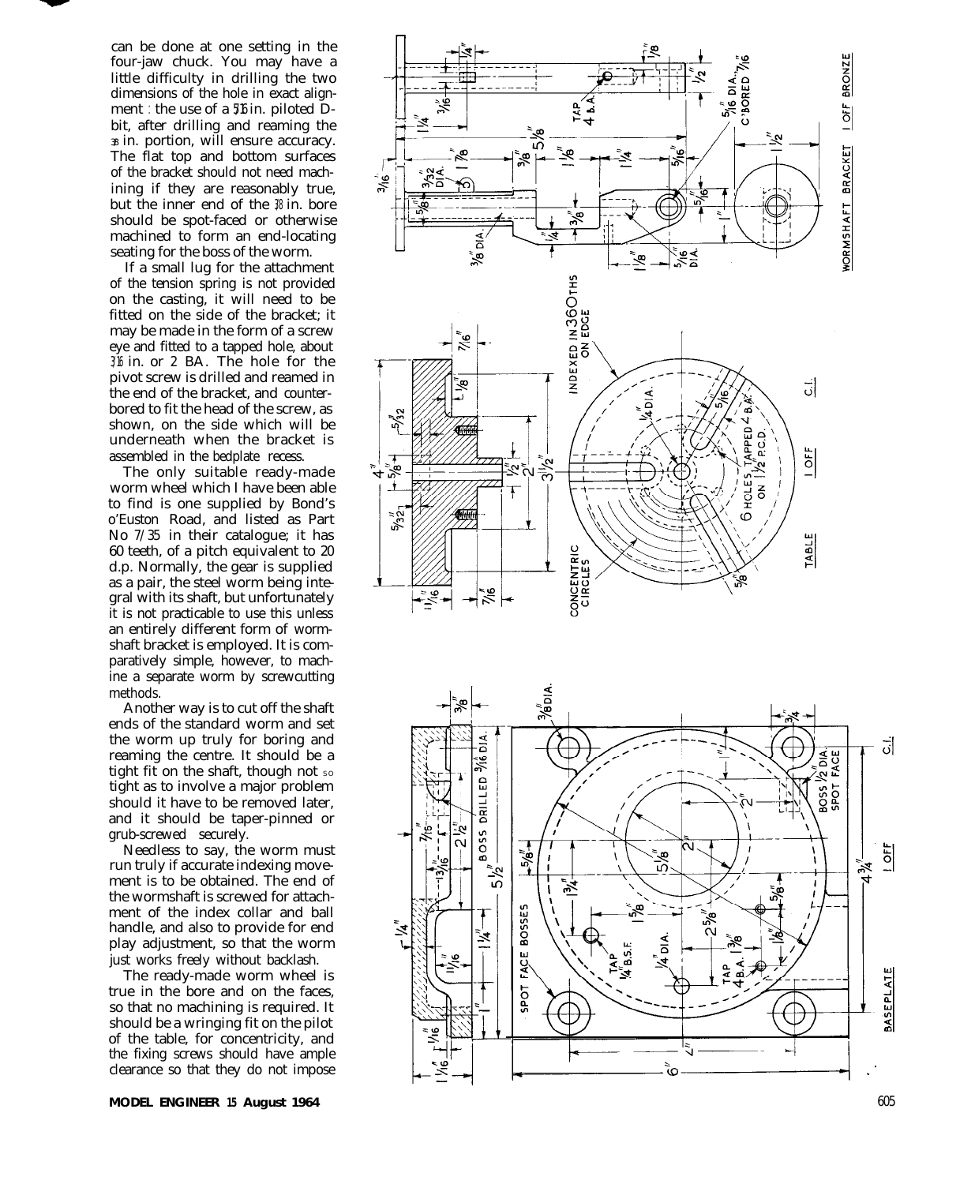can be done at one setting in the four-jaw chuck. You may have a little difficulty in drilling the two dimensions of the hole in exact alignment : the use of a 5/16 in. piloted D-bit, after drilling and reaming the 3/8 in. portion, will ensure accuracy. The flat top and bottom surfaces of the bracket should not need machining if they are reasonably true, but the inner end of the 3/8 in. bore should be spot-faced or otherwise machined to form an end-locating seating for the boss of the worm.

If a small lug for the attachment of the tension spring is not provided on the casting, it will need to be fitted on the side of the bracket; it may be made in the form of a screw eye and fitted to a tapped hole, about 3/16 in. or 2 BA. The hole for the pivot screw is drilled and reamed in the end of the bracket, and counterbored to fit the head of the screw, as shown, on the side which will be underneath when the bracket is assembled in the bedplate recess.

The only suitable ready-made worm wheel which I have been able to find is one supplied by Bond's o'Euston Road, and listed as Part No 7/35 in their catalogue; it has 60 teeth, of a pitch equivalent to 20 d.p. Normally, the gear is supplied as a pair, the steel worm being integral with its shaft, but unfortunately it is not practicable to use this unless an entirely different form of wormshaft bracket is employed. It is comparatively simple, however, to machine a separate worm by screwcutting methods.

Another way is to cut off the shaft ends of the standard worm and set the worm up truly for boring and reaming the centre. It should be a tight fit on the shaft, though not so tight as to involve a major problem should it have to be removed later, and it should be taper-pinned or grub-screwed securely.

Needless to say, the worm must run truly if accurate indexing movement is to be obtained. The end of the wormshaft is screwed for attachment of the index collar and ball handle, and also to provide for end play adjustment, so that the worm just works freely without backlash.

The ready-made worm wheel is true in the bore and on the faces, so that no machining is required. It should be a wringing fit on the pilot of the table, for concentricity, and the fixing screws should have ample clearance so that they do not impose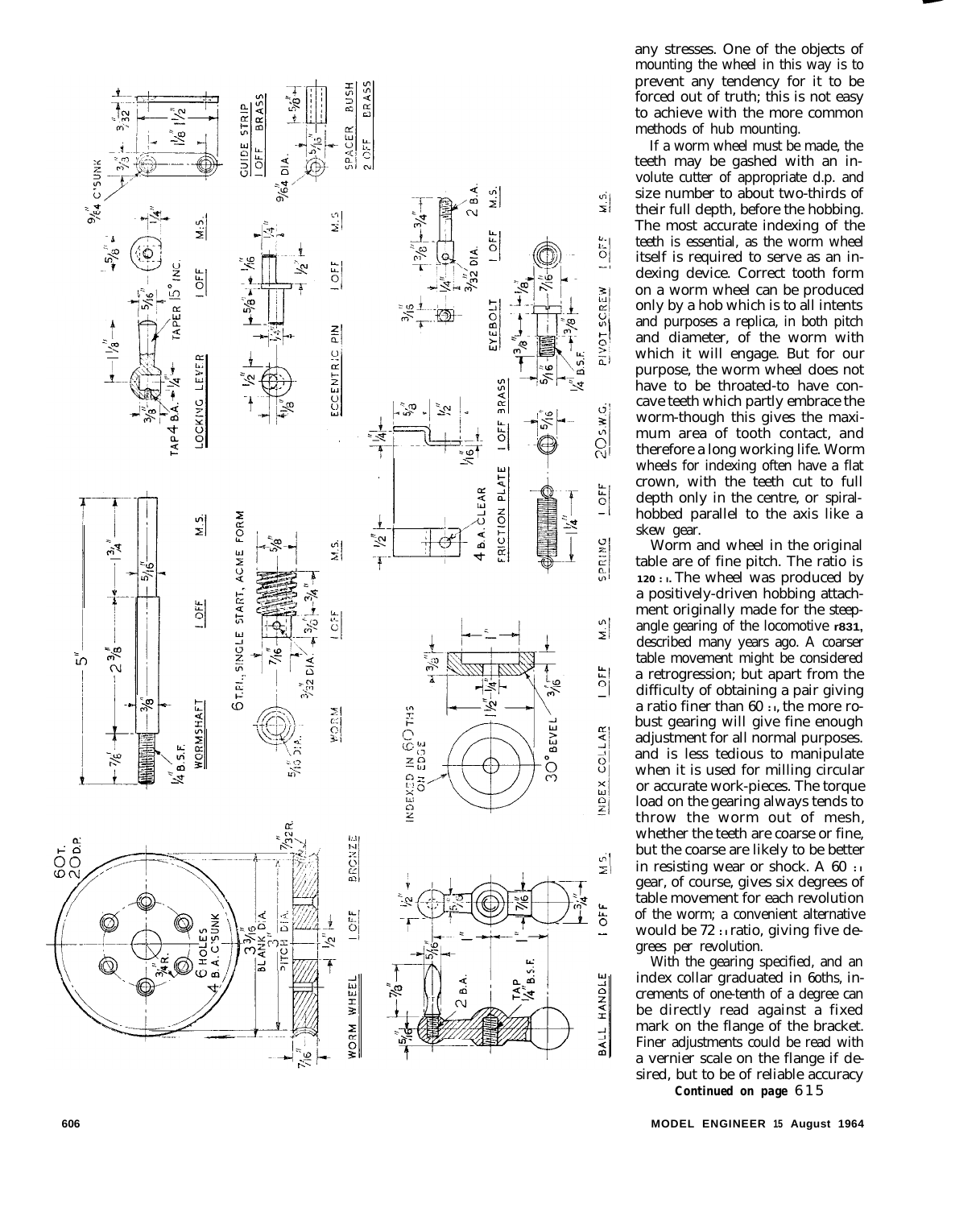any stresses. One of the objects of mounting the wheel in this way is to prevent any tendency for it to be forced out of truth; this is not easy to achieve with the more common methods of hub mounting.

If a worm wheel must be made, the teeth may be gashed with an involute cutter of appropriate d.p. and size number to about two-thirds of their full depth, before the hobbing. The most accurate indexing of the teeth is essential, as the worm wheel itself is required to serve as an indexing device. Correct tooth form on a worm wheel can be produced only by a hob which is to all intents and purposes a replica, in both pitch and diameter, of the worm with which it will engage. But for our purpose, the worm wheel does not have to be throated-to have concave teeth which partly embrace the worm-though this gives the maximum area of tooth contact, and therefore a long working life. Worm wheels for indexing often have a flat crown, with the teeth cut to full depth only in the centre, or spiral-hobbed parallel to the axis like a skew gear.

Worm and wheel in the original table are of fine pitch. The ratio is 120 : 1. The wheel was produced by a positively-driven hobbing attachment originally made for the steep-angle gearing of the locomotive 1831, described many years ago. A coarser table movement might be considered a retrogression; but apart from the difficulty of obtaining a pair giving a ratio finer than 60 : 1, the more robust gearing will give fine enough adjustment for all normal purposes. and is less tedious to manipulate when it is used for milling circular or accurate work-pieces. The torque load on the gearing always tends to throw the worm out of mesh, whether the teeth are coarse or fine, but the coarse are likely to be better in resisting wear or shock. A 60 : 1 gear, of course, gives six degrees of table movement for each revolution of the worm; a convenient alternative would be 72 : 1 ratio, giving five degrees per revolution.

With the gearing specified, and an index collar graduated in 6oths, increments of one-tenth of a degree can be directly read against a fixed mark on the flange of the bracket. Finer adjustments could be read with a vernier scale on the flange if desired, but to be of reliable accuracy

**Continued on page 615**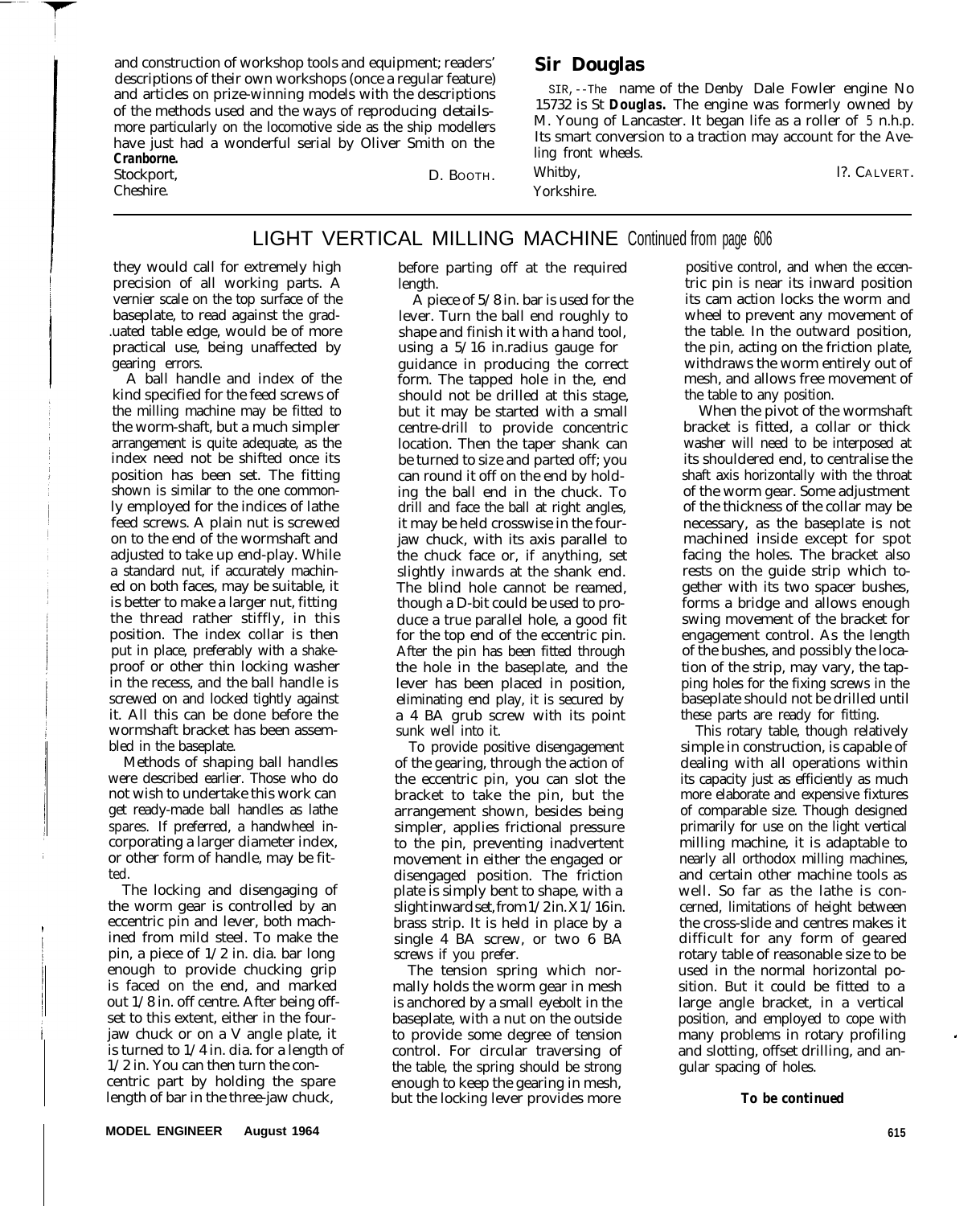and construction of workshop tools and equipment; readers' descriptions of their own workshops (once a regular feature) and articles on prize-winning models with the descriptions of the methods used and the ways of reproducing details-more particularly on the locomotive side as the ship modellers have just had a wonderful serial by Oliver Smith on the *Cranborne.*

Stockport, Cheshire. D. BOOTH.

## Sir Douglas

SIR,--The name of the Denby Dale Fowler engine No 15732 is St *Douglas.* The engine was formerly owned by M. Young of Lancaster. It began life as a roller of 5 n.h.p. Its smart conversion to a traction may account for the Aveling front wheels.

Whitby, Yorkshire. I?. CALVERT.

## LIGHT VERTICAL MILLING MACHINE Continued from page 606

they would call for extremely high precision of all working parts. A vernier scale on the top surface of the baseplate, to read against the graduated table edge, would be of more practical use, being unaffected by gearing errors.

A ball handle and index of the kind specified for the feed screws of the milling machine may be fitted to the worm-shaft, but a much simpler arrangement is quite adequate, as the index need not be shifted once its position has been set. The fitting shown is similar to the one commonly employed for the indices of lathe feed screws. A plain nut is screwed on to the end of the wormshaft and adjusted to take up end-play. While a standard nut, if accurately machined on both faces, may be suitable, it is better to make a larger nut, fitting the thread rather stiffly, in this position. The index collar is then put in place, preferably with a shakeproof or other thin locking washer in the recess, and the ball handle is screwed on and locked tightly against it. All this can be done before the wormshaft bracket has been assembled in the baseplate.

Methods of shaping ball handles were described earlier. Those who do not wish to undertake this work can get ready-made ball handles as lathe spares. If preferred, a handwheel incorporating a larger diameter index, or other form of handle, may be fitted.

The locking and disengaging of the worm gear is controlled by an eccentric pin and lever, both machined from mild steel. To make the pin, a piece of 1/2 in. dia. bar long enough to provide chucking grip is faced on the end, and marked out 1/8 in. off centre. After being offset to this extent, either in the four-jaw chuck or on a V angle plate, it is turned to 1/4 in. dia. for a length of 1/2 in. You can then turn the concentric part by holding the spare length of bar in the three-jaw chuck, before parting off at the required length.

A piece of 5/8 in. bar is used for the lever. Turn the ball end roughly to shape and finish it with a hand tool, using a 5/16 in.radius gauge for guidance in producing the correct form. The tapped hole in the, end should not be drilled at this stage, but it may be started with a small centre-drill to provide concentric location. Then the taper shank can be turned to size and parted off; you can round it off on the end by holding the ball end in the chuck. To drill and face the ball at right angles, it may be held crosswise in the four-jaw chuck, with its axis parallel to the chuck face or, if anything, set slightly inwards at the shank end. The blind hole cannot be reamed, though a D-bit could be used to produce a true parallel hole, a good fit for the top end of the eccentric pin. After the pin has been fitted through the hole in the baseplate, and the lever has been placed in position, eliminating end play, it is secured by a 4 BA grub screw with its point sunk well into it.

To provide positive disengagement of the gearing, through the action of the eccentric pin, you can slot the bracket to take the pin, but the arrangement shown, besides being simpler, applies frictional pressure to the pin, preventing inadvertent movement in either the engaged or disengaged position. The friction plate is simply bent to shape, with a slight inward set, from 1/2 in. X 1/16 in. brass strip. It is held in place by a single 4 BA screw, or two 6 BA screws if you prefer.

The tension spring which normally holds the worm gear in mesh is anchored by a small eyebolt in the baseplate, with a nut on the outside to provide some degree of tension control. For circular traversing of the table, the spring should be strong enough to keep the gearing in mesh, but the locking lever provides more positive control, and when the eccentric pin is near its inward position its cam action locks the worm and wheel to prevent any movement of the table. In the outward position, the pin, acting on the friction plate, withdraws the worm entirely out of mesh, and allows free movement of the table to any position.

When the pivot of the wormshaft bracket is fitted, a collar or thick washer will need to be interposed at its shouldered end, to centralise the shaft axis horizontally with the throat of the worm gear. Some adjustment of the thickness of the collar may be necessary, as the baseplate is not machined inside except for spot facing the holes. The bracket also rests on the guide strip which together with its two spacer bushes, forms a bridge and allows enough swing movement of the bracket for engagement control. As the length of the bushes, and possibly the location of the strip, may vary, the tapping holes for the fixing screws in the baseplate should not be drilled until these parts are ready for fitting.

This rotary table, though relatively simple in construction, is capable of dealing with all operations within its capacity just as efficiently as much more elaborate and expensive fixtures of comparable size. Though designed primarily for use on the light vertical milling machine, it is adaptable to nearly all orthodox milling machines, and certain other machine tools as well. So far as the lathe is concerned, limitations of height between the cross-slide and centres makes it difficult for any form of geared rotary table of reasonable size to be used in the normal horizontal position. But it could be fitted to a large angle bracket, in a vertical position, and employed to cope with many problems in rotary profiling and slotting, offset drilling, and angular spacing of holes.

***To be continued***